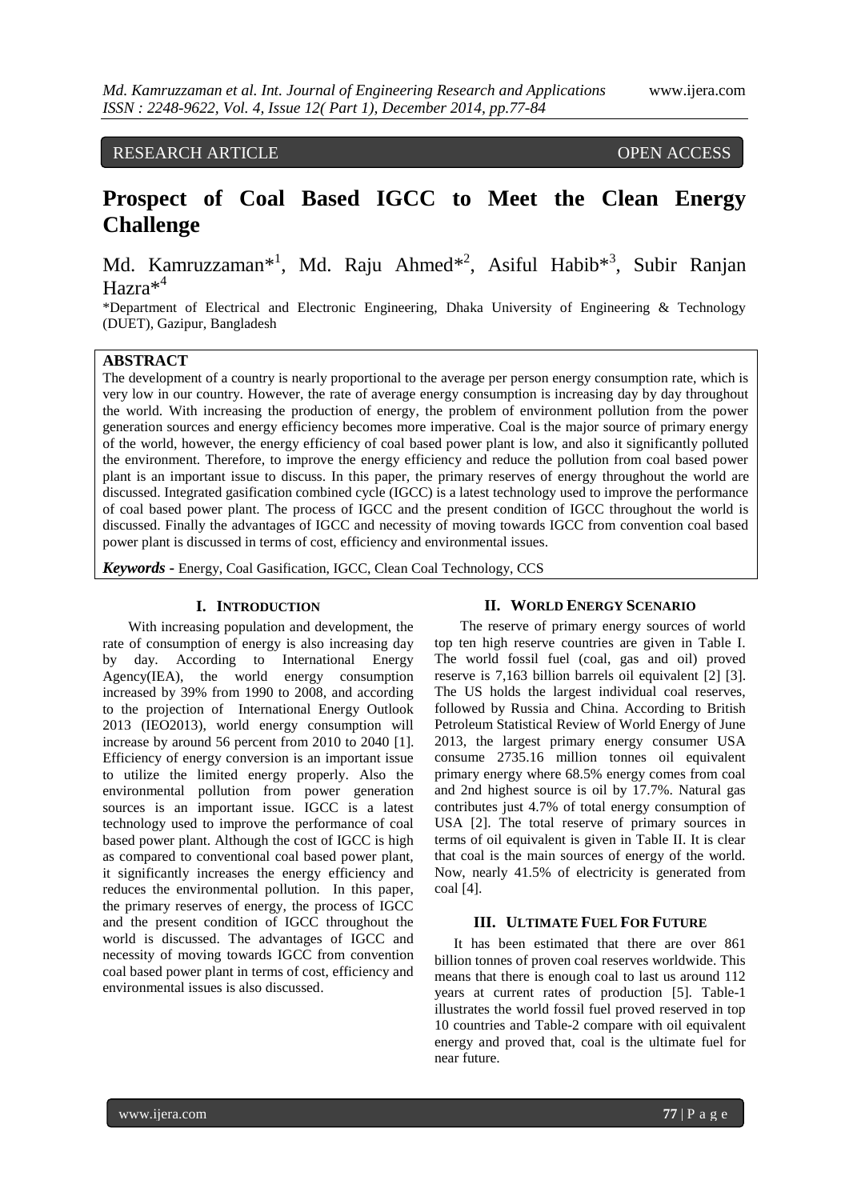RESEARCH ARTICLE OPEN ACCESS

# Prospect of Coal Based IGCC to Meet the Clean Energy Challenge

Md. Kamruzzaman*[1], Md. Raju Ahmed*[2], Asiful Habib*[3], Subir Ranjan Hazra*[4]

*Department of Electrical and Electronic Engineering, Dhaka University of Engineering & Technology (DUET), Gazipur, Bangladesh

## ABSTRACT

The development of a country is nearly proportional to the average per person energy consumption rate, which is very low in our country. However, the rate of average energy consumption is increasing day by day throughout the world. With increasing the production of energy, the problem of environment pollution from the power generation sources and energy efficiency becomes more imperative. Coal is the major source of primary energy of the world, however, the energy efficiency of coal based power plant is low, and also it significantly polluted the environment. Therefore, to improve the energy efficiency and reduce the pollution from coal based power plant is an important issue to discuss. In this paper, the primary reserves of energy throughout the world are discussed. Integrated gasification combined cycle (IGCC) is a latest technology used to improve the performance of coal based power plant. The process of IGCC and the present condition of IGCC throughout the world is discussed. Finally the advantages of IGCC and necessity of moving towards IGCC from convention coal based power plant is discussed in terms of cost, efficiency and environmental issues.

***Keywords -*** Energy, Coal Gasification, IGCC, Clean Coal Technology, CCS

## I. INTRODUCTION

With increasing population and development, the rate of consumption of energy is also increasing day by day. According to International Energy Agency(IEA), the world energy consumption increased by 39% from 1990 to 2008, and according to the projection of International Energy Outlook 2013 (IEO2013), world energy consumption will increase by around 56 percent from 2010 to 2040 [1]. Efficiency of energy conversion is an important issue to utilize the limited energy properly. Also the environmental pollution from power generation sources is an important issue. IGCC is a latest technology used to improve the performance of coal based power plant. Although the cost of IGCC is high as compared to conventional coal based power plant, it significantly increases the energy efficiency and reduces the environmental pollution. In this paper, the primary reserves of energy, the process of IGCC and the present condition of IGCC throughout the world is discussed. The advantages of IGCC and necessity of moving towards IGCC from convention coal based power plant in terms of cost, efficiency and environmental issues is also discussed.

## II. WORLD ENERGY SCENARIO

The reserve of primary energy sources of world top ten high reserve countries are given in Table I. The world fossil fuel (coal, gas and oil) proved reserve is 7,163 billion barrels oil equivalent [2] [3]. The US holds the largest individual coal reserves, followed by Russia and China. According to British Petroleum Statistical Review of World Energy of June 2013, the largest primary energy consumer USA consume 2735.16 million tonnes oil equivalent primary energy where 68.5% energy comes from coal and 2nd highest source is oil by 17.7%. Natural gas contributes just 4.7% of total energy consumption of USA [2]. The total reserve of primary sources in terms of oil equivalent is given in Table II. It is clear that coal is the main sources of energy of the world. Now, nearly 41.5% of electricity is generated from coal [4].

## III. ULTIMATE FUEL FOR FUTURE

It has been estimated that there are over 861 billion tonnes of proven coal reserves worldwide. This means that there is enough coal to last us around 112 years at current rates of production [5]. Table-1 illustrates the world fossil fuel proved reserved in top 10 countries and Table-2 compare with oil equivalent energy and proved that, coal is the ultimate fuel for near future.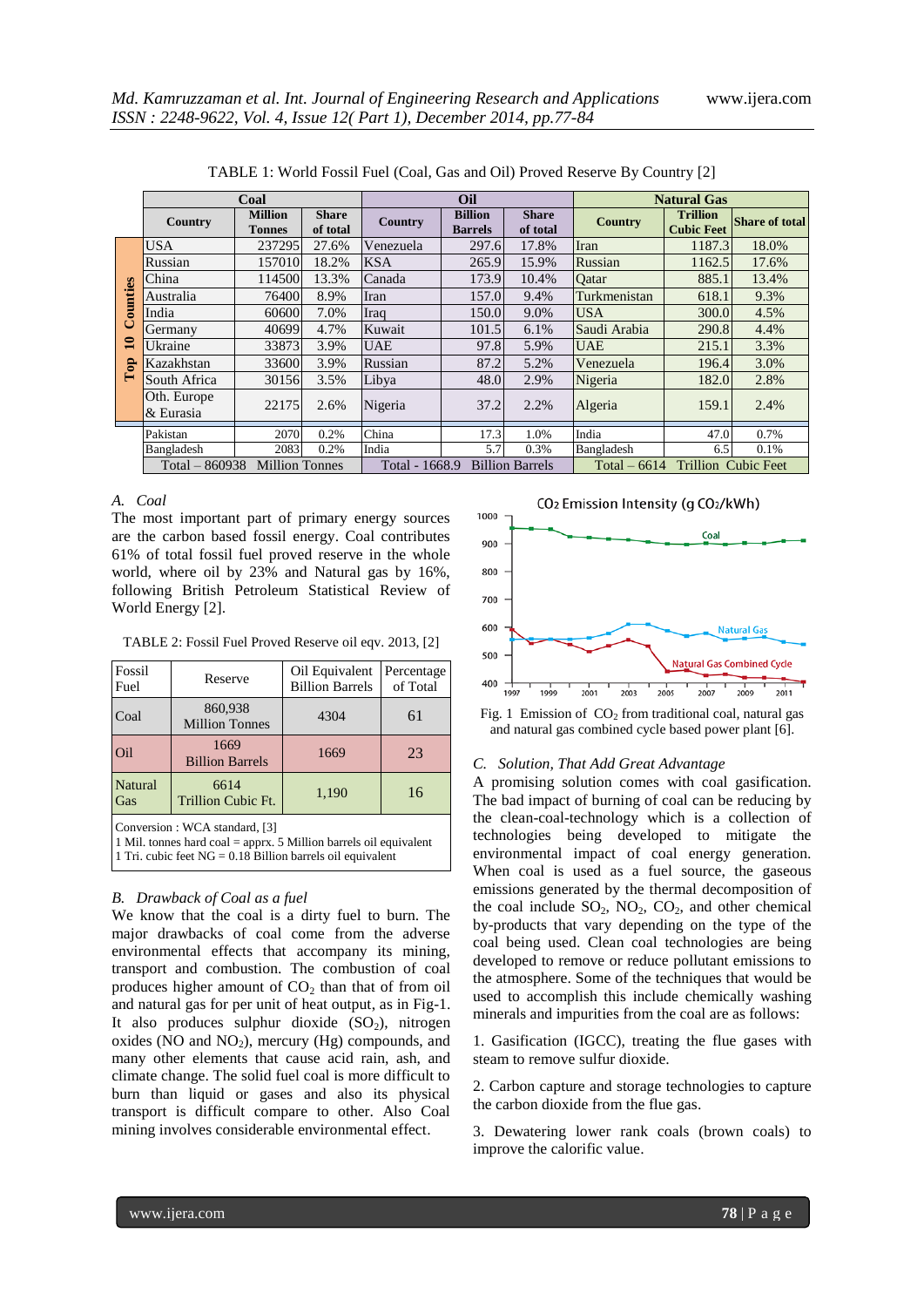TABLE 1: World Fossil Fuel (Coal, Gas and Oil) Proved Reserve By Country [2]

| | Coal | | | Oil | | | Natural Gas | | |
|---|---|---|---|---|---|---|---|---|---|
| | Country | Million Tonnes | Share of total | Country | Billion Barrels | Share of total | Country | Trillion Cubic Feet | Share of total |
| Top 10 Counties | USA | 237295 | 27.6% | Venezuela | 297.6 | 17.8% | Iran | 1187.3 | 18.0% |
| | Russian | 157010 | 18.2% | KSA | 265.9 | 15.9% | Russian | 1162.5 | 17.6% |
| | China | 114500 | 13.3% | Canada | 173.9 | 10.4% | Qatar | 885.1 | 13.4% |
| | Australia | 76400 | 8.9% | Iran | 157.0 | 9.4% | Turkmenistan | 618.1 | 9.3% |
| | India | 60600 | 7.0% | Iraq | 150.0 | 9.0% | USA | 300.0 | 4.5% |
| | Germany | 40699 | 4.7% | Kuwait | 101.5 | 6.1% | Saudi Arabia | 290.8 | 4.4% |
| | Ukraine | 33873 | 3.9% | UAE | 97.8 | 5.9% | UAE | 215.1 | 3.3% |
| | Kazakhstan | 33600 | 3.9% | Russian | 87.2 | 5.2% | Venezuela | 196.4 | 3.0% |
| | South Africa | 30156 | 3.5% | Libya | 48.0 | 2.9% | Nigeria | 182.0 | 2.8% |
| | Oth. Europe & Eurasia | 22175 | 2.6% | Nigeria | 37.2 | 2.2% | Algeria | 159.1 | 2.4% |
| | Pakistan | 2070 | 0.2% | China | 17.3 | 1.0% | India | 47.0 | 0.7% |
| | Bangladesh | 2083 | 0.2% | India | 5.7 | 0.3% | Bangladesh | 6.5 | 0.1% |
| | Total – 860938 Million Tonnes | | | Total - 1668.9 Billion Barrels | | | Total – 6614 Trillion Cubic Feet | | |

### A. Coal

The most important part of primary energy sources are the carbon based fossil energy. Coal contributes 61% of total fossil fuel proved reserve in the whole world, where oil by 23% and Natural gas by 16%, following British Petroleum Statistical Review of World Energy [2].

TABLE 2: Fossil Fuel Proved Reserve oil eqv. 2013, [2]

| Fossil Fuel | Reserve | Oil Equivalent Billion Barrels | Percentage of Total |
|---|---|---|---|
| Coal | 860,938 Million Tonnes | 4304 | 61 |
| Oil | 1669 Billion Barrels | 1669 | 23 |
| Natural Gas | 6614 Trillion Cubic Ft. | 1,190 | 16 |

Conversion : WCA standard, [3]
1 Mil. tonnes hard coal = apprx. 5 Million barrels oil equivalent
1 Tri. cubic feet NG = 0.18 Billion barrels oil equivalent

### B. Drawback of Coal as a fuel

We know that the coal is a dirty fuel to burn. The major drawbacks of coal come from the adverse environmental effects that accompany its mining, transport and combustion. The combustion of coal produces higher amount of $CO_2$ than that of from oil and natural gas for per unit of heat output, as in Fig-1. It also produces sulphur dioxide ($SO_2$), nitrogen oxides (NO and $NO_2$), mercury (Hg) compounds, and many other elements that cause acid rain, ash, and climate change. The solid fuel coal is more difficult to burn than liquid or gases and also its physical transport is difficult compare to other. Also Coal mining involves considerable environmental effect.

Fig. 1 Emission of $CO_2$ from traditional coal, natural gas and natural gas combined cycle based power plant [6].

### C. Solution, That Add Great Advantage

A promising solution comes with coal gasification. The bad impact of burning of coal can be reducing by the clean-coal-technology which is a collection of technologies being developed to mitigate the environmental impact of coal energy generation. When coal is used as a fuel source, the gaseous emissions generated by the thermal decomposition of the coal include $SO_2$, $NO_2$, $CO_2$, and other chemical by-products that vary depending on the type of the coal being used. Clean coal technologies are being developed to remove or reduce pollutant emissions to the atmosphere. Some of the techniques that would be used to accomplish this include chemically washing minerals and impurities from the coal are as follows:

1. Gasification (IGCC), treating the flue gases with steam to remove sulfur dioxide.

2. Carbon capture and storage technologies to capture the carbon dioxide from the flue gas.

3. Dewatering lower rank coals (brown coals) to improve the calorific value.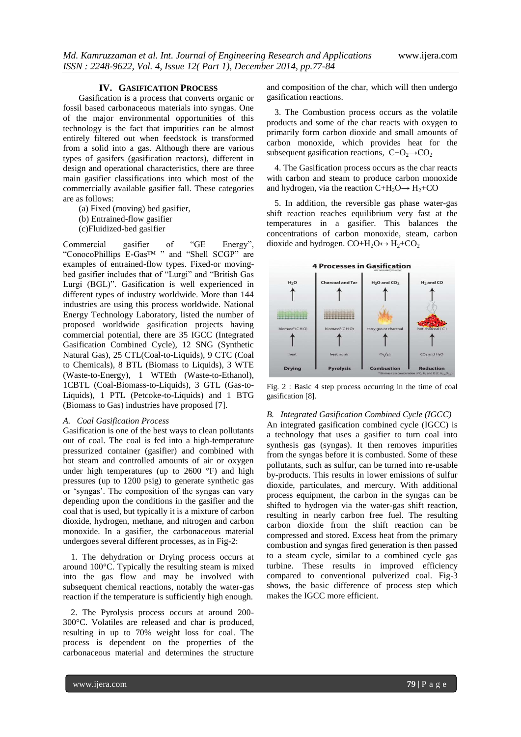## IV. GASIFICATION PROCESS

Gasification is a process that converts organic or fossil based carbonaceous materials into syngas. One of the major environmental opportunities of this technology is the fact that impurities can be almost entirely filtered out when feedstock is transformed from a solid into a gas. Although there are various types of gasifers (gasification reactors), different in design and operational characteristics, there are three main gasifier classifications into which most of the commercially available gasifier fall. These categories are as follows:

(a) Fixed (moving) bed gasifier,
(b) Entrained-flow gasifier
(c)Fluidized-bed gasifier

Commercial gasifier of "GE Energy", "ConocoPhillips E-Gas™ " and "Shell SCGP" are examples of entrained-flow types. Fixed-or moving-bed gasifier includes that of "Lurgi" and "British Gas Lurgi (BGL)". Gasification is well experienced in different types of industry worldwide. More than 144 industries are using this process worldwide. National Energy Technology Laboratory, listed the number of proposed worldwide gasification projects having commercial potential, there are 35 IGCC (Integrated Gasification Combined Cycle), 12 SNG (Synthetic Natural Gas), 25 CTL(Coal-to-Liquids), 9 CTC (Coal to Chemicals), 8 BTL (Biomass to Liquids), 3 WTE (Waste-to-Energy), 1 WTEth (Waste-to-Ethanol), 1CBTL (Coal-Biomass-to-Liquids), 3 GTL (Gas-to-Liquids), 1 PTL (Petcoke-to-Liquids) and 1 BTG (Biomass to Gas) industries have proposed [7].

### *A. Coal Gasification Process*

Gasification is one of the best ways to clean pollutants out of coal. The coal is fed into a high-temperature pressurized container (gasifier) and combined with hot steam and controlled amounts of air or oxygen under high temperatures (up to 2600 °F) and high pressures (up to 1200 psig) to generate synthetic gas or 'syngas'. The composition of the syngas can vary depending upon the conditions in the gasifier and the coal that is used, but typically it is a mixture of carbon dioxide, hydrogen, methane, and nitrogen and carbon monoxide. In a gasifier, the carbonaceous material undergoes several different processes, as in Fig-2:

1. The dehydration or Drying process occurs at around 100°C. Typically the resulting steam is mixed into the gas flow and may be involved with subsequent chemical reactions, notably the water-gas reaction if the temperature is sufficiently high enough.

2. The Pyrolysis process occurs at around 200-300°C. Volatiles are released and char is produced, resulting in up to 70% weight loss for coal. The process is dependent on the properties of the carbonaceous material and determines the structure and composition of the char, which will then undergo gasification reactions.

3. The Combustion process occurs as the volatile products and some of the char reacts with oxygen to primarily form carbon dioxide and small amounts of carbon monoxide, which provides heat for the subsequent gasification reactions, $C+O_2 \rightarrow CO_2$

4. The Gasification process occurs as the char reacts with carbon and steam to produce carbon monoxide and hydrogen, via the reaction $C+H_2O \rightarrow H_2+CO$

5. In addition, the reversible gas phase water-gas shift reaction reaches equilibrium very fast at the temperatures in a gasifier. This balances the concentrations of carbon monoxide, steam, carbon dioxide and hydrogen. $CO+H_2O \leftrightarrow H_2+CO_2$

Fig. 2 : Basic 4 step process occurring in the time of coal gasification [8].

### *B. Integrated Gasification Combined Cycle (IGCC)*

An integrated gasification combined cycle (IGCC) is a technology that uses a gasifier to turn coal into synthesis gas (syngas). It then removes impurities from the syngas before it is combusted. Some of these pollutants, such as sulfur, can be turned into re-usable by-products. This results in lower emissions of sulfur dioxide, particulates, and mercury. With additional process equipment, the carbon in the syngas can be shifted to hydrogen via the water-gas shift reaction, resulting in nearly carbon free fuel. The resulting carbon dioxide from the shift reaction can be compressed and stored. Excess heat from the primary combustion and syngas fired generation is then passed to a steam cycle, similar to a combined cycle gas turbine. These results in improved efficiency compared to conventional pulverized coal. Fig-3 shows, the basic difference of process step which makes the IGCC more efficient.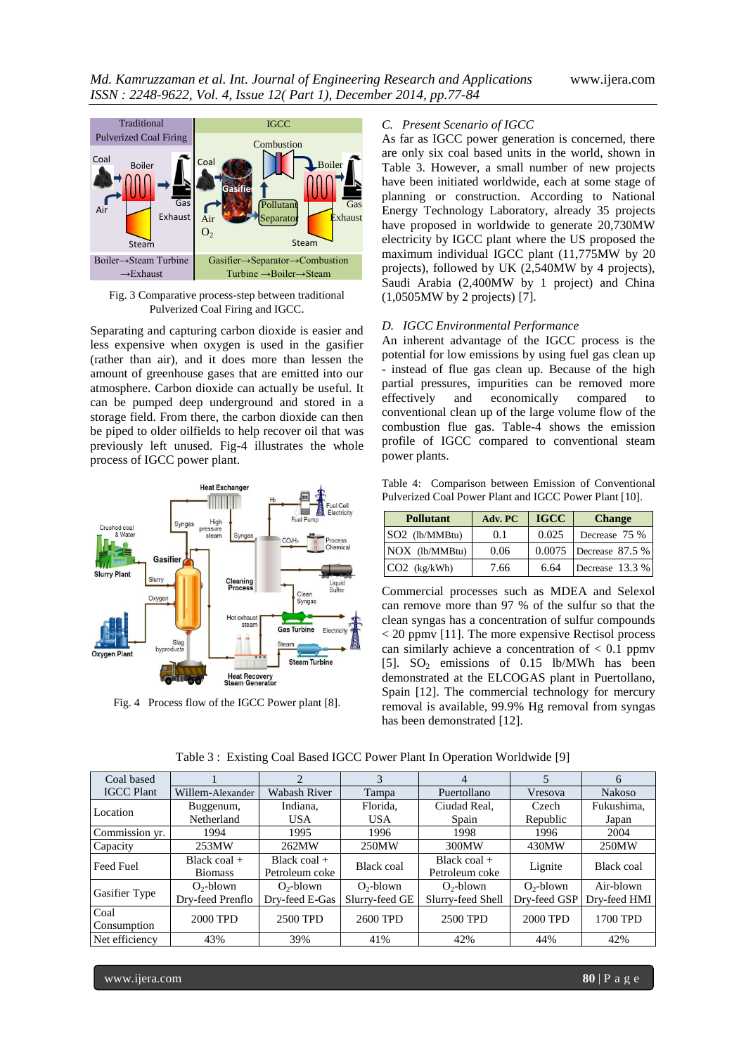Fig. 3 Comparative process-step between traditional Pulverized Coal Firing and IGCC.

Separating and capturing carbon dioxide is easier and less expensive when oxygen is used in the gasifier (rather than air), and it does more than lessen the amount of greenhouse gases that are emitted into our atmosphere. Carbon dioxide can actually be useful. It can be pumped deep underground and stored in a storage field. From there, the carbon dioxide can then be piped to older oilfields to help recover oil that was previously left unused. Fig-4 illustrates the whole process of IGCC power plant.

Fig. 4 Process flow of the IGCC Power plant [8].

### C. *Present Scenario of IGCC*

As far as IGCC power generation is concerned, there are only six coal based units in the world, shown in Table 3. However, a small number of new projects have been initiated worldwide, each at some stage of planning or construction. According to National Energy Technology Laboratory, already 35 projects have proposed in worldwide to generate 20,730MW electricity by IGCC plant where the US proposed the maximum individual IGCC plant (11,775MW by 20 projects), followed by UK (2,540MW by 4 projects), Saudi Arabia (2,400MW by 1 project) and China (1,0505MW by 2 projects) [7].

### D. *IGCC Environmental Performance*

An inherent advantage of the IGCC process is the potential for low emissions by using fuel gas clean up - instead of flue gas clean up. Because of the high partial pressures, impurities can be removed more effectively and economically compared to conventional clean up of the large volume flow of the combustion flue gas. Table-4 shows the emission profile of IGCC compared to conventional steam power plants.

Table 4: Comparison between Emission of Conventional Pulverized Coal Power Plant and IGCC Power Plant [10].

| Pollutant | Adv. PC | IGCC | Change |
|---|---|---|---|
| SO2 (lb/MMBtu) | 0.1 | 0.025 | Decrease 75 % |
| NOX (lb/MMBtu) | 0.06 | 0.0075 | Decrease 87.5 % |
| CO2 (kg/kWh) | 7.66 | 6.64 | Decrease 13.3 % |

Commercial processes such as MDEA and Selexol can remove more than 97 % of the sulfur so that the clean syngas has a concentration of sulfur compounds < 20 ppmv [11]. The more expensive Rectisol process can similarly achieve a concentration of < 0.1 ppmv [5]. $SO_2$ emissions of 0.15 lb/MWh has been demonstrated at the ELCOGAS plant in Puertollano, Spain [12]. The commercial technology for mercury removal is available, 99.9% Hg removal from syngas has been demonstrated [12].

Table 3 : Existing Coal Based IGCC Power Plant In Operation Worldwide [9]

| Coal based IGCC Plant | 1 Willem-Alexander | 2 Wabash River | 3 Tampa | 4 Puertollano | 5 Vresova | 6 Nakoso |
|---|---|---|---|---|---|---|
| Location | Buggenum, Netherland | Indiana, USA | Florida, USA | Ciudad Real, Spain | Czech Republic | Fukushima, Japan |
| Commission yr. | 1994 | 1995 | 1996 | 1998 | 1996 | 2004 |
| Capacity | 253MW | 262MW | 250MW | 300MW | 430MW | 250MW |
| Feed Fuel | Black coal + Biomass | Black coal + Petroleum coke | Black coal | Black coal + Petroleum coke | Lignite | Black coal |
| Gasifier Type | $O_2$-blown Dry-feed Prenflo | $O_2$-blown Dry-feed E-Gas | $O_2$-blown Slurry-feed GE | $O_2$-blown Slurry-feed Shell | $O_2$-blown Dry-feed GSP | Air-blown Dry-feed HMI |
| Coal Consumption | 2000 TPD | 2500 TPD | 2600 TPD | 2500 TPD | 2000 TPD | 1700 TPD |
| Net efficiency | 43% | 39% | 41% | 42% | 44% | 42% |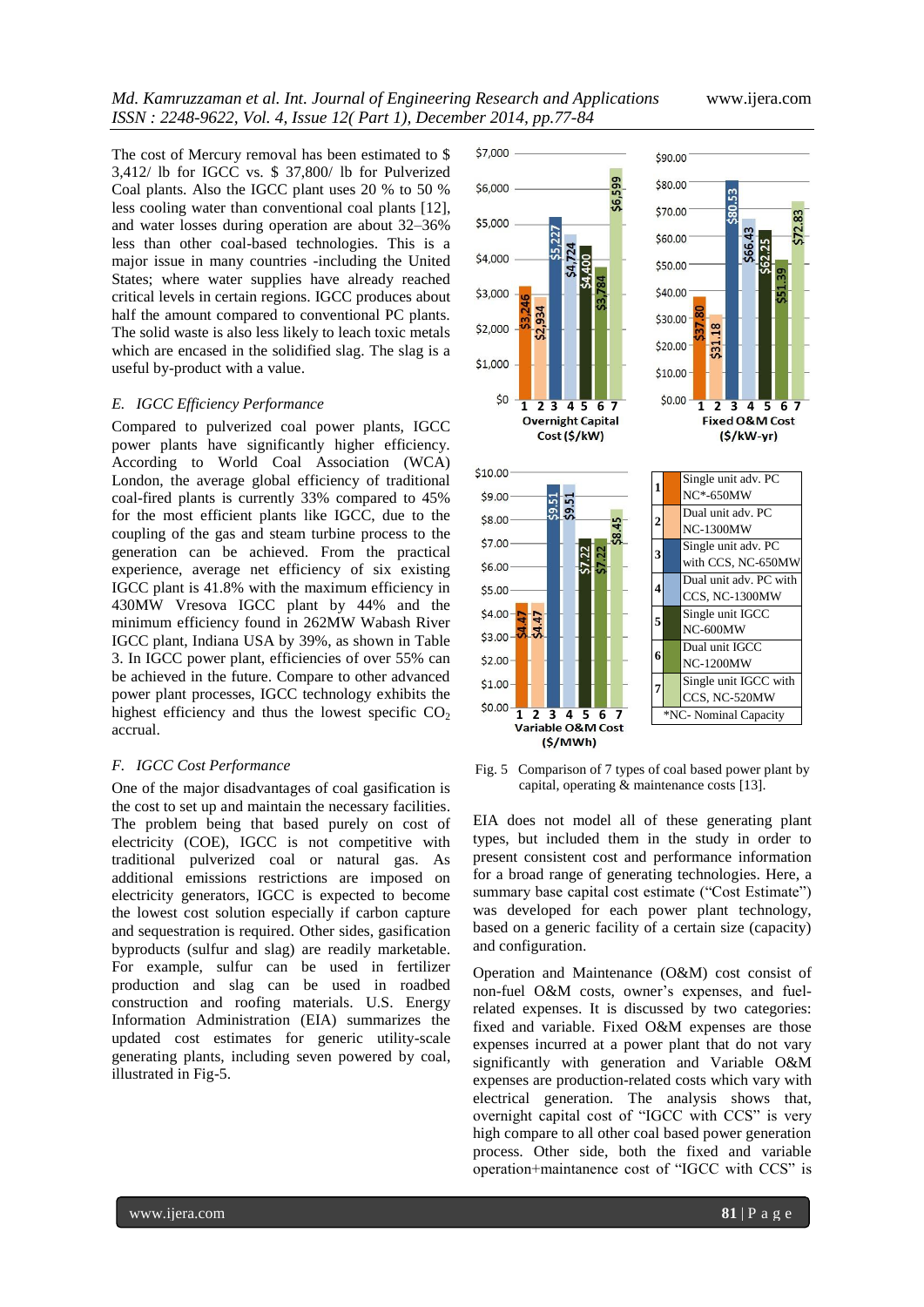The cost of Mercury removal has been estimated to $ 3,412/ lb for IGCC vs. $ 37,800/ lb for Pulverized Coal plants. Also the IGCC plant uses 20 % to 50 % less cooling water than conventional coal plants [12], and water losses during operation are about 32–36% less than other coal-based technologies. This is a major issue in many countries -including the United States; where water supplies have already reached critical levels in certain regions. IGCC produces about half the amount compared to conventional PC plants. The solid waste is also less likely to leach toxic metals which are encased in the solidified slag. The slag is a useful by-product with a value.

### *E. IGCC Efficiency Performance*

Compared to pulverized coal power plants, IGCC power plants have significantly higher efficiency. According to World Coal Association (WCA) London, the average global efficiency of traditional coal-fired plants is currently 33% compared to 45% for the most efficient plants like IGCC, due to the coupling of the gas and steam turbine process to the generation can be achieved. From the practical experience, average net efficiency of six existing IGCC plant is 41.8% with the maximum efficiency in 430MW Vresova IGCC plant by 44% and the minimum efficiency found in 262MW Wabash River IGCC plant, Indiana USA by 39%, as shown in Table 3. In IGCC power plant, efficiencies of over 55% can be achieved in the future. Compare to other advanced power plant processes, IGCC technology exhibits the highest efficiency and thus the lowest specific $CO_2$ accrual.

### *F. IGCC Cost Performance*

One of the major disadvantages of coal gasification is the cost to set up and maintain the necessary facilities. The problem being that based purely on cost of electricity (COE), IGCC is not competitive with traditional pulverized coal or natural gas. As additional emissions restrictions are imposed on electricity generators, IGCC is expected to become the lowest cost solution especially if carbon capture and sequestration is required. Other sides, gasification byproducts (sulfur and slag) are readily marketable. For example, sulfur can be used in fertilizer production and slag can be used in roadbed construction and roofing materials. U.S. Energy Information Administration (EIA) summarizes the updated cost estimates for generic utility-scale generating plants, including seven powered by coal, illustrated in Fig-5.

| | |
|---|---|
| 1 | Single unit adv. PC NC*-650MW |
| 2 | Dual unit adv. PC NC-1300MW |
| 3 | Single unit adv. PC with CCS, NC-650MW |
| 4 | Dual unit adv. PC with CCS, NC-1300MW |
| 5 | Single unit IGCC NC-600MW |
| 6 | Dual unit IGCC NC-1200MW |
| 7 | Single unit IGCC with CCS, NC-520MW |

*NC- Nominal Capacity

Fig. 5 Comparison of 7 types of coal based power plant by capital, operating & maintenance costs [13].

EIA does not model all of these generating plant types, but included them in the study in order to present consistent cost and performance information for a broad range of generating technologies. Here, a summary base capital cost estimate ("Cost Estimate") was developed for each power plant technology, based on a generic facility of a certain size (capacity) and configuration.

Operation and Maintenance (O&M) cost consist of non-fuel O&M costs, owner's expenses, and fuel-related expenses. It is discussed by two categories: fixed and variable. Fixed O&M expenses are those expenses incurred at a power plant that do not vary significantly with generation and Variable O&M expenses are production-related costs which vary with electrical generation. The analysis shows that, overnight capital cost of "IGCC with CCS" is very high compare to all other coal based power generation process. Other side, both the fixed and variable operation+maintanence cost of "IGCC with CCS" is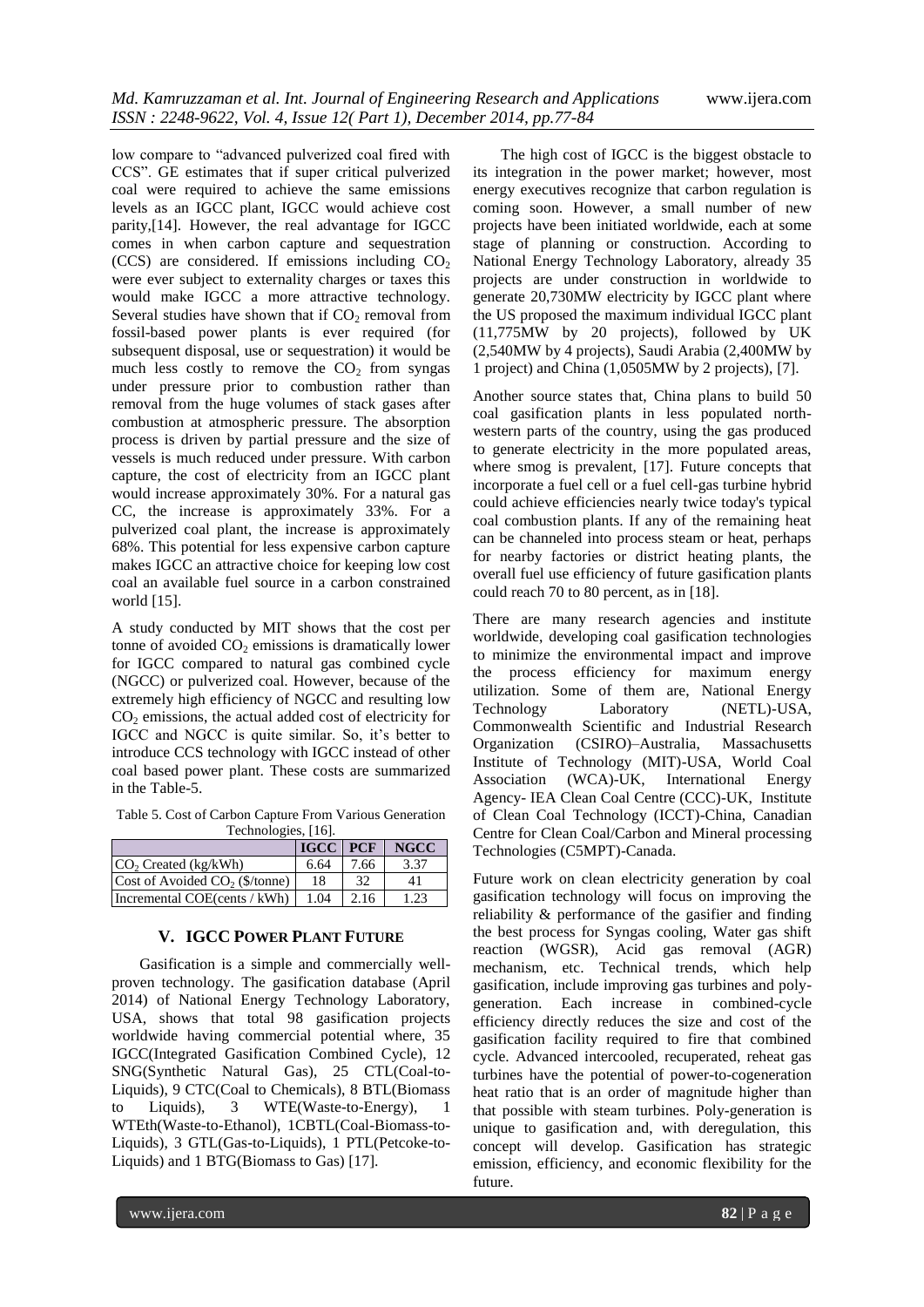low compare to "advanced pulverized coal fired with CCS". GE estimates that if super critical pulverized coal were required to achieve the same emissions levels as an IGCC plant, IGCC would achieve cost parity,[14]. However, the real advantage for IGCC comes in when carbon capture and sequestration (CCS) are considered. If emissions including $CO_2$ were ever subject to externality charges or taxes this would make IGCC a more attractive technology. Several studies have shown that if $CO_2$ removal from fossil-based power plants is ever required (for subsequent disposal, use or sequestration) it would be much less costly to remove the $CO_2$ from syngas under pressure prior to combustion rather than removal from the huge volumes of stack gases after combustion at atmospheric pressure. The absorption process is driven by partial pressure and the size of vessels is much reduced under pressure. With carbon capture, the cost of electricity from an IGCC plant would increase approximately 30%. For a natural gas CC, the increase is approximately 33%. For a pulverized coal plant, the increase is approximately 68%. This potential for less expensive carbon capture makes IGCC an attractive choice for keeping low cost coal an available fuel source in a carbon constrained world [15].

A study conducted by MIT shows that the cost per tonne of avoided $CO_2$ emissions is dramatically lower for IGCC compared to natural gas combined cycle (NGCC) or pulverized coal. However, because of the extremely high efficiency of NGCC and resulting low $CO_2$ emissions, the actual added cost of electricity for IGCC and NGCC is quite similar. So, it's better to introduce CCS technology with IGCC instead of other coal based power plant. These costs are summarized in the Table-5.

Table 5. Cost of Carbon Capture From Various Generation Technologies, [16].

| | IGCC | PCF | NGCC |
|---|---|---|---|
| $CO_2$ Created (kg/kWh) | 6.64 | 7.66 | 3.37 |
| Cost of Avoided $CO_2$ (\$/tonne) | 18 | 32 | 41 |
| Incremental COE(cents / kWh) | 1.04 | 2.16 | 1.23 |

## V. IGCC Power Plant Future

Gasification is a simple and commercially well-proven technology. The gasification database (April 2014) of National Energy Technology Laboratory, USA, shows that total 98 gasification projects worldwide having commercial potential where, 35 IGCC(Integrated Gasification Combined Cycle), 12 SNG(Synthetic Natural Gas), 25 CTL(Coal-to-Liquids), 9 CTC(Coal to Chemicals), 8 BTL(Biomass to Liquids), 3 WTE(Waste-to-Energy), 1 WTEth(Waste-to-Ethanol), 1CBTL(Coal-Biomass-to-Liquids), 3 GTL(Gas-to-Liquids), 1 PTL(Petcoke-to-Liquids) and 1 BTG(Biomass to Gas) [17].

The high cost of IGCC is the biggest obstacle to its integration in the power market; however, most energy executives recognize that carbon regulation is coming soon. However, a small number of new projects have been initiated worldwide, each at some stage of planning or construction. According to National Energy Technology Laboratory, already 35 projects are under construction in worldwide to generate 20,730MW electricity by IGCC plant where the US proposed the maximum individual IGCC plant (11,775MW by 20 projects), followed by UK (2,540MW by 4 projects), Saudi Arabia (2,400MW by 1 project) and China (1,0505MW by 2 projects), [7].

Another source states that, China plans to build 50 coal gasification plants in less populated north-western parts of the country, using the gas produced to generate electricity in the more populated areas, where smog is prevalent, [17]. Future concepts that incorporate a fuel cell or a fuel cell-gas turbine hybrid could achieve efficiencies nearly twice today's typical coal combustion plants. If any of the remaining heat can be channeled into process steam or heat, perhaps for nearby factories or district heating plants, the overall fuel use efficiency of future gasification plants could reach 70 to 80 percent, as in [18].

There are many research agencies and institute worldwide, developing coal gasification technologies to minimize the environmental impact and improve the process efficiency for maximum energy utilization. Some of them are, National Energy Technology Laboratory (NETL)-USA, Commonwealth Scientific and Industrial Research Organization (CSIRO)–Australia, Massachusetts Institute of Technology (MIT)-USA, World Coal Association (WCA)-UK, International Energy Agency- IEA Clean Coal Centre (CCC)-UK, Institute of Clean Coal Technology (ICCT)-China, Canadian Centre for Clean Coal/Carbon and Mineral processing Technologies (C5MPT)-Canada.

Future work on clean electricity generation by coal gasification technology will focus on improving the reliability & performance of the gasifier and finding the best process for Syngas cooling, Water gas shift reaction (WGSR), Acid gas removal (AGR) mechanism, etc. Technical trends, which help gasification, include improving gas turbines and poly-generation. Each increase in combined-cycle efficiency directly reduces the size and cost of the gasification facility required to fire that combined cycle. Advanced intercooled, recuperated, reheat gas turbines have the potential of power-to-cogeneration heat ratio that is an order of magnitude higher than that possible with steam turbines. Poly-generation is unique to gasification and, with deregulation, this concept will develop. Gasification has strategic emission, efficiency, and economic flexibility for the future.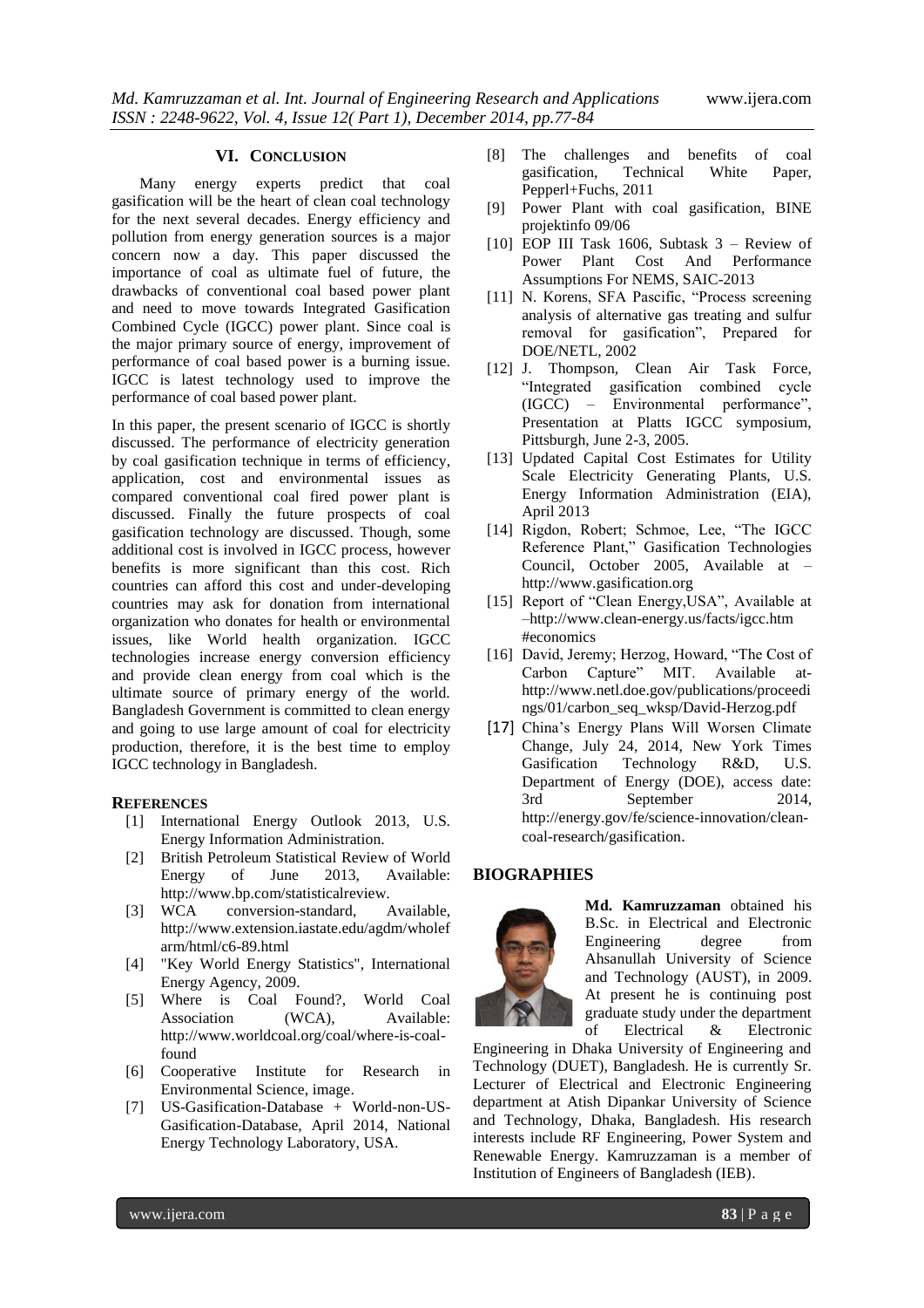## VI. CONCLUSION

Many energy experts predict that coal gasification will be the heart of clean coal technology for the next several decades. Energy efficiency and pollution from energy generation sources is a major concern now a day. This paper discussed the importance of coal as ultimate fuel of future, the drawbacks of conventional coal based power plant and need to move towards Integrated Gasification Combined Cycle (IGCC) power plant. Since coal is the major primary source of energy, improvement of performance of coal based power is a burning issue. IGCC is latest technology used to improve the performance of coal based power plant.

In this paper, the present scenario of IGCC is shortly discussed. The performance of electricity generation by coal gasification technique in terms of efficiency, application, cost and environmental issues as compared conventional coal fired power plant is discussed. Finally the future prospects of coal gasification technology are discussed. Though, some additional cost is involved in IGCC process, however benefits is more significant than this cost. Rich countries can afford this cost and under-developing countries may ask for donation from international organization who donates for health or environmental issues, like World health organization. IGCC technologies increase energy conversion efficiency and provide clean energy from coal which is the ultimate source of primary energy of the world. Bangladesh Government is committed to clean energy and going to use large amount of coal for electricity production, therefore, it is the best time to employ IGCC technology in Bangladesh.

## REFERENCES

[1] International Energy Outlook 2013, U.S. Energy Information Administration.

[2] British Petroleum Statistical Review of World Energy of June 2013, Available: http://www.bp.com/statisticalreview.

[3] WCA conversion-standard, Available, http://www.extension.iastate.edu/agdm/wholefarm/html/c6-89.html

[4] "Key World Energy Statistics", International Energy Agency, 2009.

[5] Where is Coal Found?, World Coal Association (WCA), Available: http://www.worldcoal.org/coal/where-is-coal-found

[6] Cooperative Institute for Research in Environmental Science, image.

[7] US-Gasification-Database + World-non-US-Gasification-Database, April 2014, National Energy Technology Laboratory, USA.

[8] The challenges and benefits of coal gasification, Technical White Paper, Pepperl+Fuchs, 2011

[9] Power Plant with coal gasification, BINE projektinfo 09/06

[10] EOP III Task 1606, Subtask 3 – Review of Power Plant Cost And Performance Assumptions For NEMS, SAIC-2013

[11] N. Korens, SFA Pascific, "Process screening analysis of alternative gas treating and sulfur removal for gasification", Prepared for DOE/NETL, 2002

[12] J. Thompson, Clean Air Task Force, "Integrated gasification combined cycle (IGCC) – Environmental performance", Presentation at Platts IGCC symposium, Pittsburgh, June 2-3, 2005.

[13] Updated Capital Cost Estimates for Utility Scale Electricity Generating Plants, U.S. Energy Information Administration (EIA), April 2013

[14] Rigdon, Robert; Schmoe, Lee, "The IGCC Reference Plant," Gasification Technologies Council, October 2005, Available at – http://www.gasification.org

[15] Report of "Clean Energy,USA", Available at –http://www.clean-energy.us/facts/igcc.htm #economics

[16] David, Jeremy; Herzog, Howard, "The Cost of Carbon Capture" MIT. Available at- http://www.netl.doe.gov/publications/proceedings/01/carbon_seq_wksp/David-Herzog.pdf

[17] China's Energy Plans Will Worsen Climate Change, July 24, 2014, New York Times Gasification Technology R&D, U.S. Department of Energy (DOE), access date: 3rd September 2014, http://energy.gov/fe/science-innovation/clean-coal-research/gasification.

## BIOGRAPHIES

**Md. Kamruzzaman** obtained his B.Sc. in Electrical and Electronic Engineering degree from Ahsanullah University of Science and Technology (AUST), in 2009. At present he is continuing post graduate study under the department of Electrical & Electronic Engineering in Dhaka University of Engineering and Technology (DUET), Bangladesh. He is currently Sr. Lecturer of Electrical and Electronic Engineering department at Atish Dipankar University of Science and Technology, Dhaka, Bangladesh. His research interests include RF Engineering, Power System and Renewable Energy. Kamruzzaman is a member of Institution of Engineers of Bangladesh (IEB).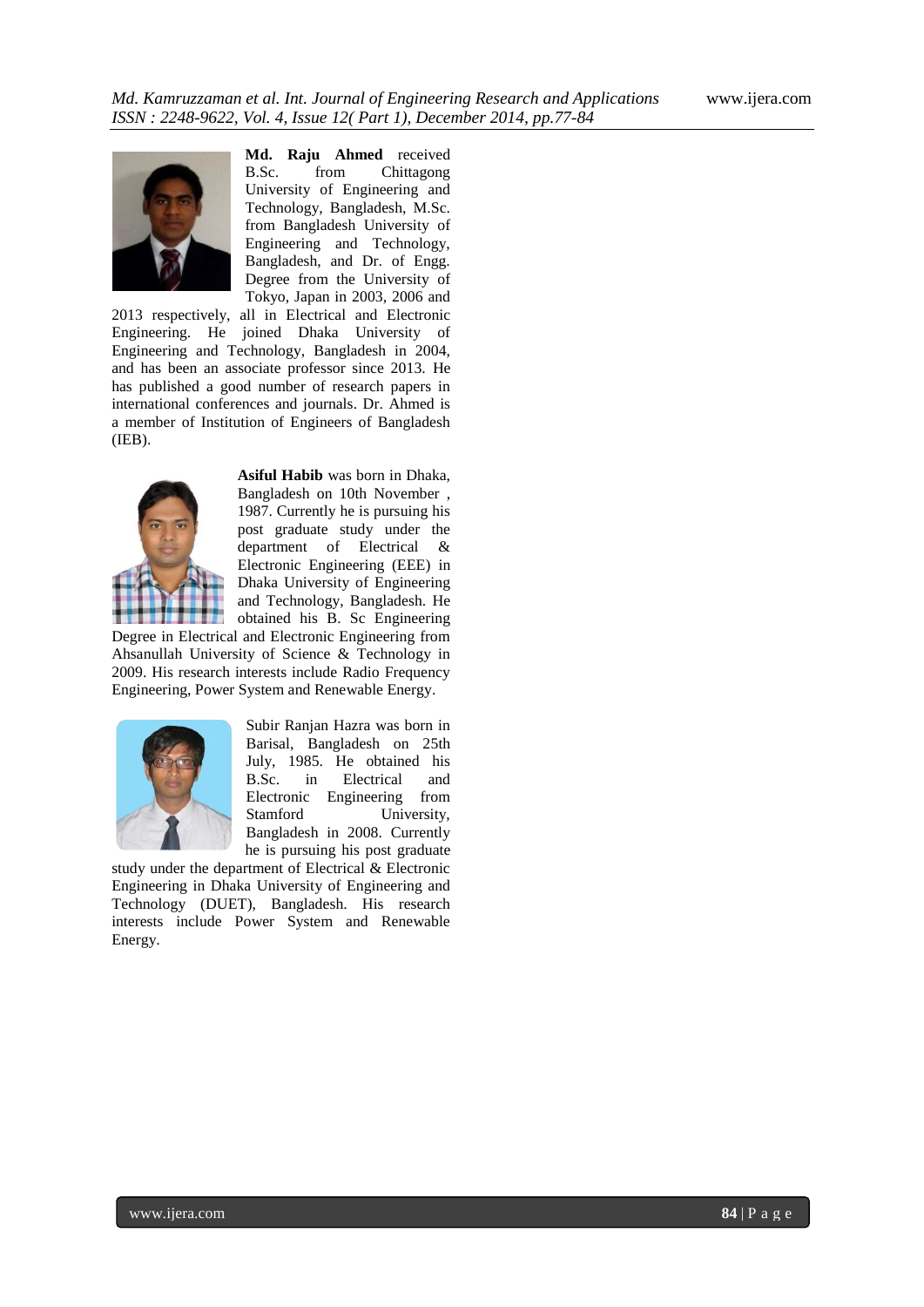**Md. Raju Ahmed** received B.Sc. from Chittagong University of Engineering and Technology, Bangladesh, M.Sc. from Bangladesh University of Engineering and Technology, Bangladesh, and Dr. of Engg. Degree from the University of Tokyo, Japan in 2003, 2006 and 2013 respectively, all in Electrical and Electronic Engineering. He joined Dhaka University of Engineering and Technology, Bangladesh in 2004, and has been an associate professor since 2013. He has published a good number of research papers in international conferences and journals. Dr. Ahmed is a member of Institution of Engineers of Bangladesh (IEB).

**Asiful Habib** was born in Dhaka, Bangladesh on 10th November , 1987. Currently he is pursuing his post graduate study under the department of Electrical & Electronic Engineering (EEE) in Dhaka University of Engineering and Technology, Bangladesh. He obtained his B. Sc Engineering Degree in Electrical and Electronic Engineering from Ahsanullah University of Science & Technology in 2009. His research interests include Radio Frequency Engineering, Power System and Renewable Energy.

Subir Ranjan Hazra was born in Barisal, Bangladesh on 25th July, 1985. He obtained his B.Sc. in Electrical and Electronic Engineering from Stamford University, Bangladesh in 2008. Currently he is pursuing his post graduate study under the department of Electrical & Electronic Engineering in Dhaka University of Engineering and Technology (DUET), Bangladesh. His research interests include Power System and Renewable Energy.